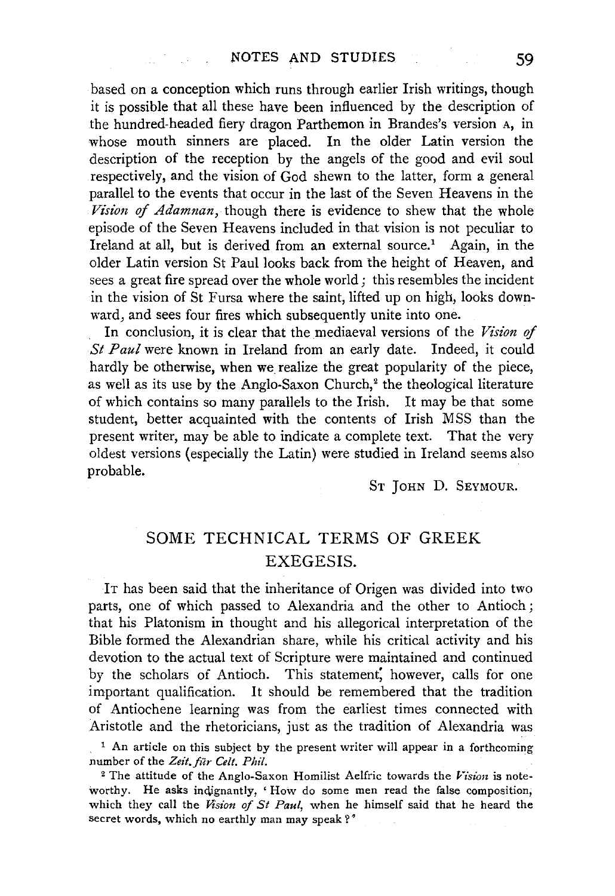based on a conception which runs through earlier Irish writings, though it is possible that all these have been influenced by the description of the hundred-headed fiery dragon Parthemon in Brandes's version A, in whose mouth sinners are placed. In the older Latin version the description of the reception by the angels of the good and evil soul respectively, and the vision of God shewn to the latter, form a general parallel to the events that occur in the last of the Seven Heavens in the *Vision of Adamnan*, though there is evidence to shew that the whole episode of the Seven Heavens included in that vision is not peculiar to Ireland at all, but is derived from an external source.[1] Again, in the older Latin version St Paul looks back from the height of Heaven, and sees a great fire spread over the whole world; this resembles the incident in the vision of St Fursa where the saint, lifted up on high, looks downward, and sees four fires which subsequently unite into one.

In conclusion, it is clear that the mediaeval versions of the *Vision of St Paul* were known in Ireland from an early date. Indeed, it could hardly be otherwise, when we realize the great popularity of the piece, as well as its use by the Anglo-Saxon Church,[2] the theological literature of which contains so many parallels to the Irish. It may be that some student, better acquainted with the contents of Irish MSS than the present writer, may be able to indicate a complete text. That the very oldest versions (especially the Latin) were studied in Ireland seems also probable.

ST JOHN D. SEYMOUR.

## SOME TECHNICAL TERMS OF GREEK EXEGESIS.

IT has been said that the inheritance of Origen was divided into two parts, one of which passed to Alexandria and the other to Antioch; that his Platonism in thought and his allegorical interpretation of the Bible formed the Alexandrian share, while his critical activity and his devotion to the actual text of Scripture were maintained and continued by the scholars of Antioch. This statement, however, calls for one important qualification. It should be remembered that the tradition of Antiochene learning was from the earliest times connected with Aristotle and the rhetoricians, just as the tradition of Alexandria was

[1] An article on this subject by the present writer will appear in a forthcoming number of the *Zeit. für Celt. Phil.*

[2] The attitude of the Anglo-Saxon Homilist Aelfric towards the *Vision* is noteworthy. He asks indignantly, 'How do some men read the false composition, which they call the *Vision of St Paul*, when he himself said that he heard the secret words, which no earthly man may speak?'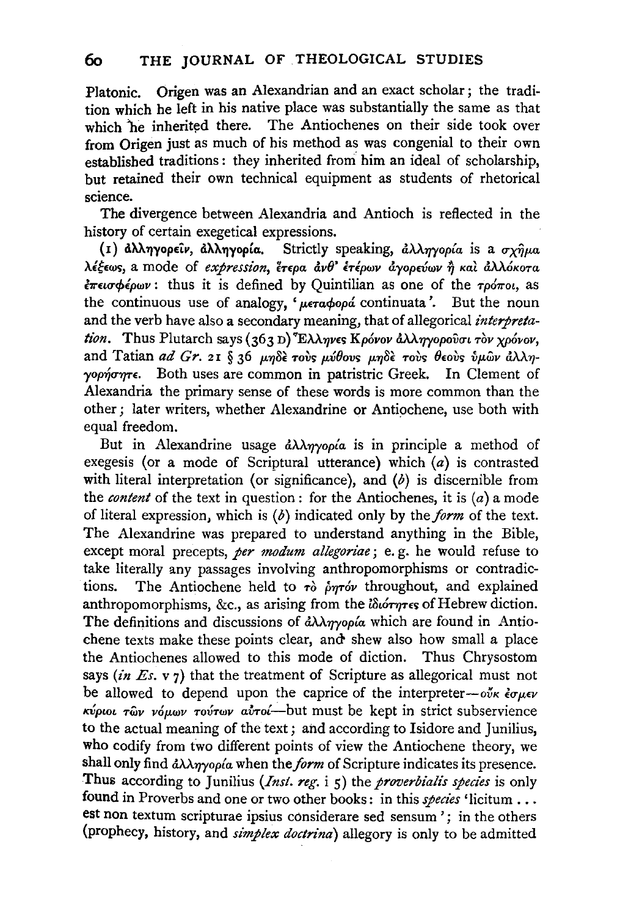Platonic. Origen was an Alexandrian and an exact scholar; the tradition which he left in his native place was substantially the same as that which he inherited there. The Antiochenes on their side took over from Origen just as much of his method as was congenial to their own established traditions: they inherited from him an ideal of scholarship, but retained their own technical equipment as students of rhetorical science.

The divergence between Alexandria and Antioch is reflected in the history of certain exegetical expressions.

(1) ἀλληγορεῖν, ἀλληγορία. Strictly speaking, ἀλληγορία is a σχῆμα λέξεως, a mode of *expression*, ἕτερα ἀνθ' ἑτέρων ἀγορεύων ἢ καὶ ἀλλόκοτα ἐπεισφέρων: thus it is defined by Quintilian as one of the τρόποι, as the continuous use of analogy, 'μεταφορά continuata'. But the noun and the verb have also a secondary meaning, that of allegorical *interpretation*. Thus Plutarch says (363 D) Ἕλληνες Κρόνον ἀλληγοροῦσι τὸν χρόνον, and Tatian *ad Gr.* 21 § 36 μηδὲ τοὺς μύθους μηδὲ τοὺς θεοὺς ὑμῶν ἀλληγορήσητε. Both uses are common in patristic Greek. In Clement of Alexandria the primary sense of these words is more common than the other; later writers, whether Alexandrine or Antiochene, use both with equal freedom.

But in Alexandrine usage ἀλληγορία is in principle a method of exegesis (or a mode of Scriptural utterance) which (*a*) is contrasted with literal interpretation (or significance), and (*b*) is discernible from the *content* of the text in question: for the Antiochenes, it is (*a*) a mode of literal expression, which is (*b*) indicated only by the *form* of the text. The Alexandrine was prepared to understand anything in the Bible, except moral precepts, *per modum allegoriae*; e.g. he would refuse to take literally any passages involving anthropomorphisms or contradictions. The Antiochene held to τὸ ῥητόν throughout, and explained anthropomorphisms, &c., as arising from the ἰδιότητες of Hebrew diction. The definitions and discussions of ἀλληγορία which are found in Antiochene texts make these points clear, and shew also how small a place the Antiochenes allowed to this mode of diction. Thus Chrysostom says (*in Es.* v 7) that the treatment of Scripture as allegorical must not be allowed to depend upon the caprice of the interpreter—οὐκ ἐσμὲν κύριοι τῶν νόμων τούτων αὐτοί—but must be kept in strict subservience to the actual meaning of the text; and according to Isidore and Junilius, who codify from two different points of view the Antiochene theory, we shall only find ἀλληγορία when the *form* of Scripture indicates its presence. Thus according to Junilius (*Inst. reg.* i 5) the *proverbialis species* is only found in Proverbs and one or two other books: in this *species* 'licitum ... est non textum scripturae ipsius considerare sed sensum'; in the others (prophecy, history, and *simplex doctrina*) allegory is only to be admitted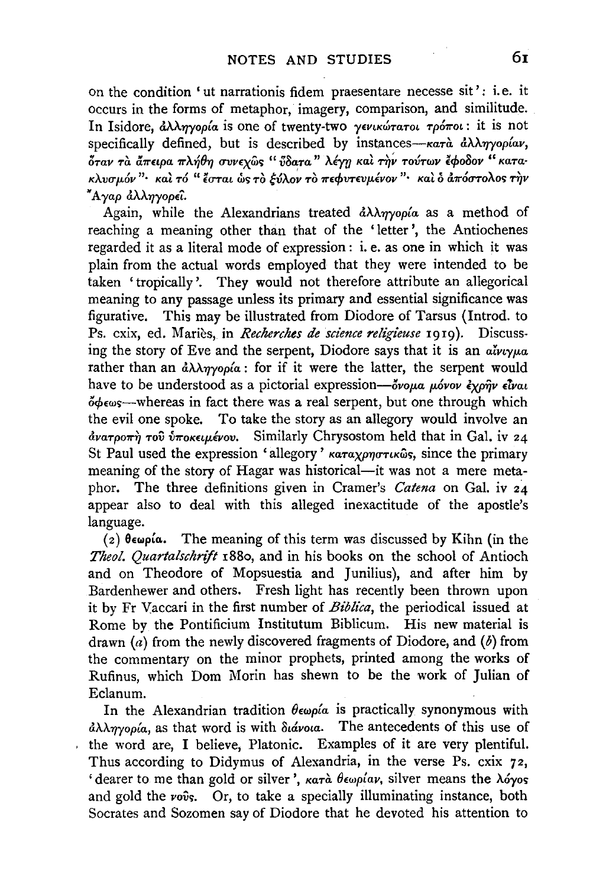on the condition 'ut narrationis fidem praesentare necesse sit': i.e. it occurs in the forms of metaphor, imagery, comparison, and similitude. In Isidore, ἀλληγορία is one of twenty-two γενικώτατοι τρόποι: it is not specifically defined, but is described by instances—κατὰ ἀλληγορίαν, ὅταν τὰ ἄπειρα πλήθη συνεχῶς "ὕδατα" λέγῃ καὶ τὴν τούτων ἔφοδον "κατακλυσμόν"· καὶ τό "ἔσται ὡς τὸ ξύλον τὸ πεφυτευμένον"· καὶ ὁ ἀπόστολος τὴν Ἄγαρ ἀλληγορεῖ.

Again, while the Alexandrians treated ἀλληγορία as a method of reaching a meaning other than that of the 'letter', the Antiochenes regarded it as a literal mode of expression: i. e. as one in which it was plain from the actual words employed that they were intended to be taken 'tropically'. They would not therefore attribute an allegorical meaning to any passage unless its primary and essential significance was figurative. This may be illustrated from Diodore of Tarsus (Introd. to Ps. cxix, ed. Mariès, in *Recherches de science religieuse* 1919). Discussing the story of Eve and the serpent, Diodore says that it is an αἴνιγμα rather than an ἀλληγορία: for if it were the latter, the serpent would have to be understood as a pictorial expression—ὄνομα μόνον ἐχρῆν εἶναι ὄφεως—whereas in fact there was a real serpent, but one through which the evil one spoke. To take the story as an allegory would involve an ἀνατροπὴ τοῦ ὑποκειμένου. Similarly Chrysostom held that in Gal. iv 24 St Paul used the expression 'allegory' καταχρηστικῶς, since the primary meaning of the story of Hagar was historical—it was not a mere metaphor. The three definitions given in Cramer's *Catena* on Gal. iv 24 appear also to deal with this alleged inexactitude of the apostle's language.

(2) **θεωρία.** The meaning of this term was discussed by Kihn (in the *Theol. Quartalschrift* 1880, and in his books on the school of Antioch and on Theodore of Mopsuestia and Junilius), and after him by Bardenhewer and others. Fresh light has recently been thrown upon it by Fr Vaccari in the first number of *Biblica*, the periodical issued at Rome by the Pontificium Institutum Biblicum. His new material is drawn (*a*) from the newly discovered fragments of Diodore, and (*b*) from the commentary on the minor prophets, printed among the works of Rufinus, which Dom Morin has shewn to be the work of Julian of Eclanum.

In the Alexandrian tradition θεωρία is practically synonymous with ἀλληγορία, as that word is with διάνοια. The antecedents of this use of the word are, I believe, Platonic. Examples of it are very plentiful. Thus according to Didymus of Alexandria, in the verse Ps. cxix 72, 'dearer to me than gold or silver', κατὰ θεωρίαν, silver means the λόγος and gold the νοῦς. Or, to take a specially illuminating instance, both Socrates and Sozomen say of Diodore that he devoted his attention to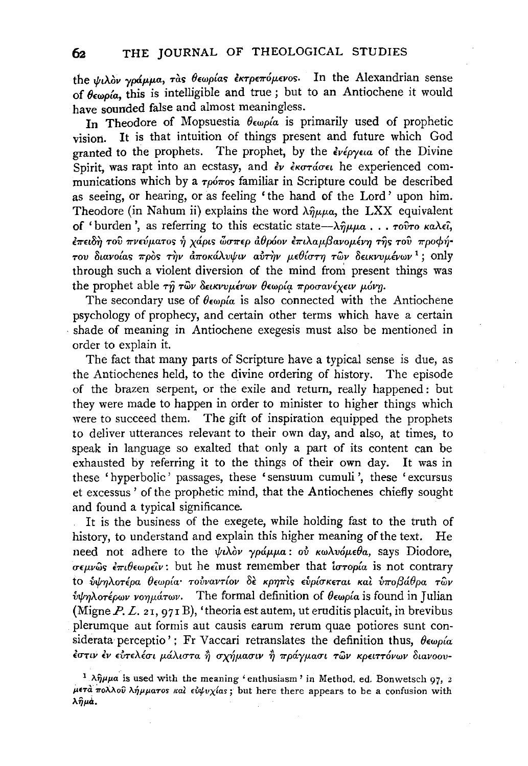the ψιλὸν γράμμα, τὰς θεωρίας ἐκτρεπόμενος. In the Alexandrian sense of θεωρία, this is intelligible and true; but to an Antiochene it would have sounded false and almost meaningless.

In Theodore of Mopsuestia θεωρία is primarily used of prophetic vision. It is that intuition of things present and future which God granted to the prophets. The prophet, by the ἐνέργεια of the Divine Spirit, was rapt into an ecstasy, and ἐν ἐκστάσει he experienced communications which by a τρόπος familiar in Scripture could be described as seeing, or hearing, or as feeling 'the hand of the Lord' upon him. Theodore (in Nahum ii) explains the word λῆμμα, the LXX equivalent of 'burden', as referring to this ecstatic state—λῆμμα . . . τοῦτο καλεῖ, ἐπειδὴ τοῦ πνεύματος ἡ χάρις ὥσπερ ἀθρόον ἐπιλαμβανομένη τῆς τοῦ προφήτου διανοίας πρὸς τὴν ἀποκάλυψιν αὐτὴν μεθίστη τῶν δεικνυμένων [1]; only through such a violent diversion of the mind from present things was the prophet able τῇ τῶν δεικνυμένων θεωρίᾳ προσανέχειν μόνῃ.

The secondary use of θεωρία is also connected with the Antiochene psychology of prophecy, and certain other terms which have a certain shade of meaning in Antiochene exegesis must also be mentioned in order to explain it.

The fact that many parts of Scripture have a typical sense is due, as the Antiochenes held, to the divine ordering of history. The episode of the brazen serpent, or the exile and return, really happened: but they were made to happen in order to minister to higher things which were to succeed them. The gift of inspiration equipped the prophets to deliver utterances relevant to their own day, and also, at times, to speak in language so exalted that only a part of its content can be exhausted by referring it to the things of their own day. It was in these 'hyperbolic' passages, these 'sensuum cumuli', these 'excursus et excessus' of the prophetic mind, that the Antiochenes chiefly sought and found a typical significance.

It is the business of the exegete, while holding fast to the truth of history, to understand and explain this higher meaning of the text. He need not adhere to the ψιλὸν γράμμα: οὐ κωλυόμεθα, says Diodore, σεμνῶς ἐπιθεωρεῖν: but he must remember that ἱστορία is not contrary to ὑψηλοτέρα θεωρίᾳ· τοὐναντίον δὲ κρηπὶς εὑρίσκεται καὶ ὑποβάθρα τῶν ὑψηλοτέρων νοημάτων. The formal definition of θεωρία is found in Julian (Migne *P. L.* 21, 971 B), 'theoria est autem, ut eruditis placuit, in brevibus plerumque aut formis aut causis earum rerum quae potiores sunt considerata perceptio'; Fr Vaccari retranslates the definition thus, θεωρία ἐστιν ἐν εὐτελέσι μάλιστα ἢ σχήμασιν ἢ πράγμασι τῶν κρειττόνων διανοου-

[1] λῆμμα is used with the meaning 'enthusiasm' in Method. ed. Bonwetsch 97, 2 μετὰ πολλοῦ λήμματος καὶ εὐψυχίας; but here there appears to be a confusion with λῆμα.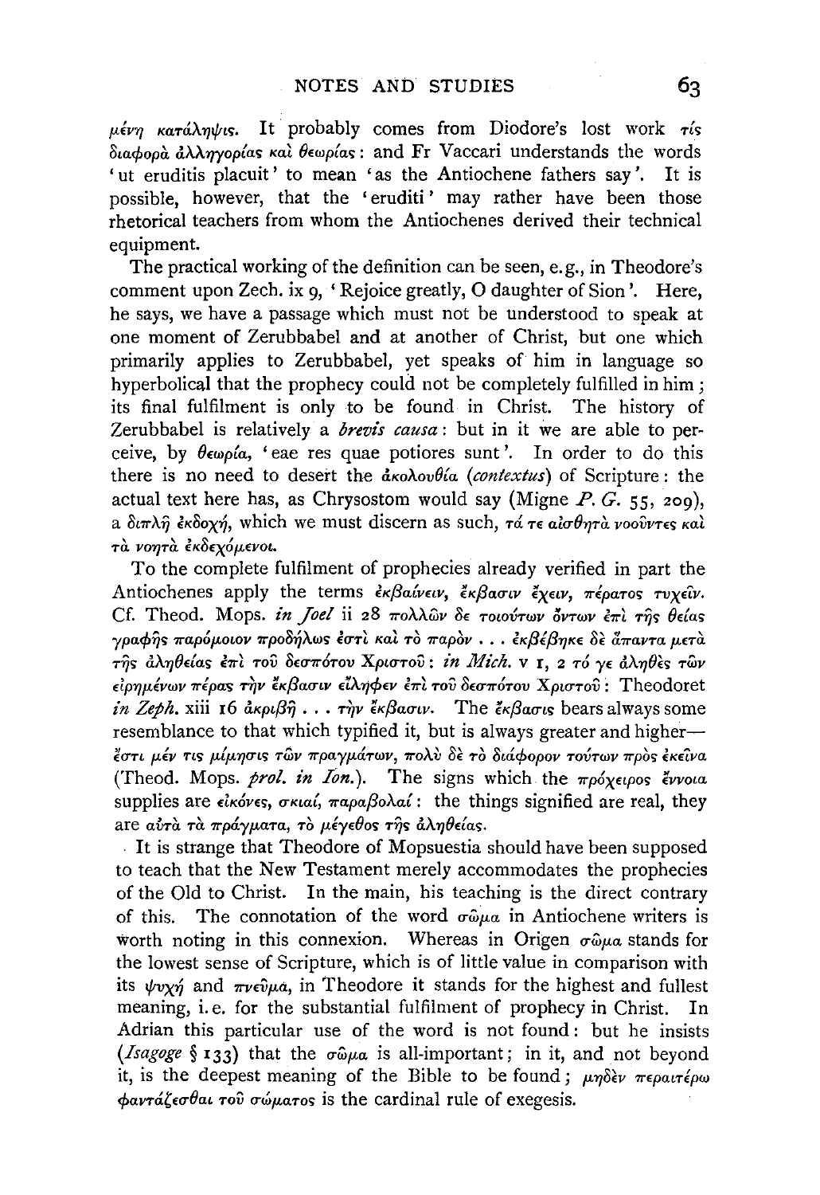μένη κατάληψις. It probably comes from Diodore's lost work τίς διαφορὰ ἀλληγορίας καὶ θεωρίας: and Fr Vaccari understands the words 'ut eruditis placuit' to mean 'as the Antiochene fathers say'. It is possible, however, that the 'eruditi' may rather have been those rhetorical teachers from whom the Antiochenes derived their technical equipment.

The practical working of the definition can be seen, e.g., in Theodore's comment upon Zech. ix 9, 'Rejoice greatly, O daughter of Sion'. Here, he says, we have a passage which must not be understood to speak at one moment of Zerubbabel and at another of Christ, but one which primarily applies to Zerubbabel, yet speaks of him in language so hyperbolical that the prophecy could not be completely fulfilled in him; its final fulfilment is only to be found in Christ. The history of Zerubbabel is relatively a *brevis causa*: but in it we are able to perceive, by θεωρία, 'eae res quae potiores sunt'. In order to do this there is no need to desert the ἀκολουθία (*contextus*) of Scripture: the actual text here has, as Chrysostom would say (Migne *P. G.* 55, 209), a διπλῆ ἐκδοχή, which we must discern as such, τά τε αἰσθητὰ νοοῦντες καὶ τὰ νοητὰ ἐκδεχόμενοι.

To the complete fulfilment of prophecies already verified in part the Antiochenes apply the terms ἐκβαίνειν, ἔκβασιν ἔχειν, πέρατος τυχεῖν. Cf. Theod. Mops. *in Joel* ii 28 πολλῶν δὲ τοιούτων ὄντων ἐπὶ τῆς θείας γραφῆς παρόμοιον προδήλως ἐστὶ καὶ τὸ παρὸν . . . ἐκβέβηκε δὲ ἅπαντα μετὰ τῆς ἀληθείας ἐπὶ τοῦ δεσπότου Χριστοῦ: *in Mich.* v 1, 2 τό γε ἀληθὲς τῶν εἰρημένων πέρας τὴν ἔκβασιν εἴληφεν ἐπὶ τοῦ δεσπότου Χριστοῦ: Theodoret *in Zeph.* xiii 16 ἀκριβῆ . . . τὴν ἔκβασιν. The ἔκβασις bears always some resemblance to that which typified it, but is always greater and higher—ἔστι μέν τις μίμησις τῶν πραγμάτων, πολὺ δὲ τὸ διάφορον τούτων πρὸς ἐκεῖνα (Theod. Mops. *prol. in Ion.*). The signs which the πρόχειρος ἔννοια supplies are εἰκόνες, σκιαί, παραβολαί: the things signified are real, they are αὐτὰ τὰ πράγματα, τὸ μέγεθος τῆς ἀληθείας.

It is strange that Theodore of Mopsuestia should have been supposed to teach that the New Testament merely accommodates the prophecies of the Old to Christ. In the main, his teaching is the direct contrary of this. The connotation of the word σῶμα in Antiochene writers is worth noting in this connexion. Whereas in Origen σῶμα stands for the lowest sense of Scripture, which is of little value in comparison with its ψυχή and πνεῦμα, in Theodore it stands for the highest and fullest meaning, i.e. for the substantial fulfilment of prophecy in Christ. In Adrian this particular use of the word is not found: but he insists (*Isagoge* § 133) that the σῶμα is all-important; in it, and not beyond it, is the deepest meaning of the Bible to be found; μηδὲν περαιτέρω φαντάζεσθαι τοῦ σώματος is the cardinal rule of exegesis.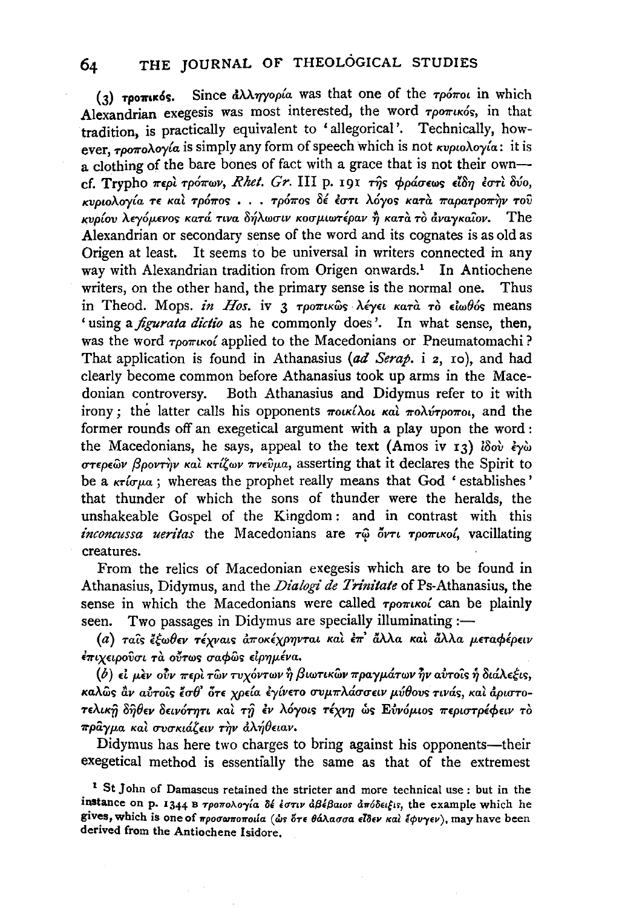(3) **τροπικός**. Since ἀλληγορία was that one of the τρόποι in which Alexandrian exegesis was most interested, the word τροπικός, in that tradition, is practically equivalent to 'allegorical'. Technically, however, τροπολογία is simply any form of speech which is not κυριολογία: it is a clothing of the bare bones of fact with a grace that is not their own—cf. Trypho περὶ τρόπων, *Rhet. Gr.* III p. 191 τῆς φράσεως εἴδη ἐστὶ δύο, κυριολογία τε καὶ τρόπος . . . τρόπος δέ ἐστι λόγος κατὰ παρατροπὴν τοῦ κυρίου λεγόμενος κατά τινα δήλωσιν κοσμιωτέραν ἢ κατὰ τὸ ἀναγκαῖον. The Alexandrian or secondary sense of the word and its cognates is as old as Origen at least. It seems to be universal in writers connected in any way with Alexandrian tradition from Origen onwards.[1] In Antiochene writers, on the other hand, the primary sense is the normal one. Thus in Theod. Mops. *in Hos.* iv 3 τροπικῶς λέγει κατὰ τὸ εἰωθός means 'using a *figurata dictio* as he commonly does'. In what sense, then, was the word τροπικοί applied to the Macedonians or Pneumatomachi? That application is found in Athanasius (*ad Serap.* i 2, 10), and had clearly become common before Athanasius took up arms in the Macedonian controversy. Both Athanasius and Didymus refer to it with irony; the latter calls his opponents ποικίλοι καὶ πολύτροποι, and the former rounds off an exegetical argument with a play upon the word: the Macedonians, he says, appeal to the text (Amos iv 13) ἰδοὺ ἐγὼ στερεῶν βροντὴν καὶ κτίζων πνεῦμα, asserting that it declares the Spirit to be a κτίσμα; whereas the prophet really means that God 'establishes' that thunder of which the sons of thunder were the heralds, the unshakeable Gospel of the Kingdom: and in contrast with this *inconcussa ueritas* the Macedonians are τῷ ὄντι τροπικοί, vacillating creatures.

From the relics of Macedonian exegesis which are to be found in Athanasius, Didymus, and the *Dialogi de Trinitate* of Ps-Athanasius, the sense in which the Macedonians were called τροπικοί can be plainly seen. Two passages in Didymus are specially illuminating:—

(*a*) ταῖς ἔξωθεν τέχναις ἀποκέχρηνται καὶ ἐπ' ἄλλα καὶ ἄλλα μεταφέρειν ἐπιχειροῦσι τὰ οὕτως σαφῶς εἰρημένα.

(*b*) εἰ μὲν οὖν περὶ τῶν τυχόντων ἢ βιωτικῶν πραγμάτων ἦν αὐτοῖς ἡ διάλεξις, καλῶς ἂν αὐτοῖς ἔσθ' ὅτε χρεία ἐγίνετο συμπλάσσειν μύθους τινάς, καὶ ἀριστοτελικῇ δῆθεν δεινότητι καὶ τῇ ἐν λόγοις τέχνῃ ὡς Εὐνόμιος περιστρέφειν τὸ πρᾶγμα καὶ συσκιάζειν τὴν ἀλήθειαν.

Didymus has here two charges to bring against his opponents—their exegetical method is essentially the same as that of the extremest

[1] St John of Damascus retained the stricter and more technical use: but in the instance on p. 1344 B τροπολογία δέ ἐστιν ἀβέβαιος ἀπόδειξις, the example which he gives, which is one of προσωποποιΐα (ὡς ὅτε θάλασσα εἶδεν καὶ ἔφυγεν), may have been derived from the Antiochene Isidore.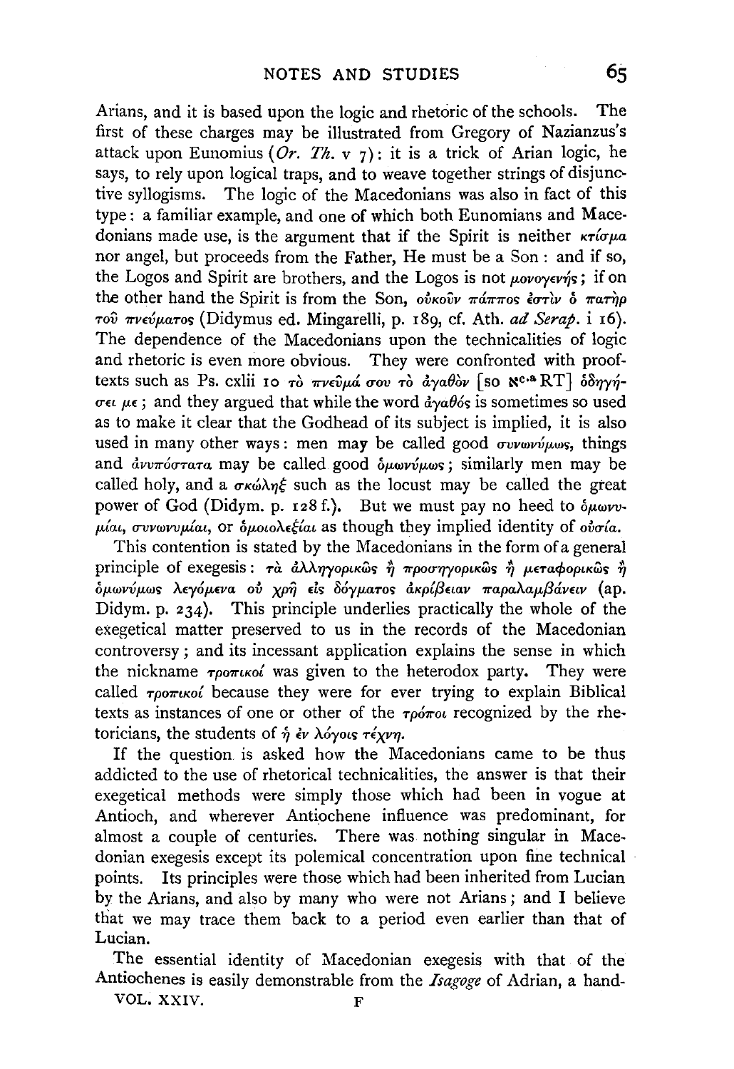Arians, and it is based upon the logic and rhetoric of the schools. The first of these charges may be illustrated from Gregory of Nazianzus's attack upon Eunomius (*Or. Th.* v 7): it is a trick of Arian logic, he says, to rely upon logical traps, and to weave together strings of disjunctive syllogisms. The logic of the Macedonians was also in fact of this type: a familiar example, and one of which both Eunomians and Macedonians made use, is the argument that if the Spirit is neither κτίσμα nor angel, but proceeds from the Father, He must be a Son: and if so, the Logos and Spirit are brothers, and the Logos is not μονογενής; if on the other hand the Spirit is from the Son, οὐκοῦν πάππος ἐστὶν ὁ πατὴρ τοῦ πνεύματος (Didymus ed. Mingarelli, p. 189, cf. Ath. *ad Serap.* i 16). The dependence of the Macedonians upon the technicalities of logic and rhetoric is even more obvious. They were confronted with proof-texts such as Ps. cxlii 10 τὸ πνεῦμά σου τὸ ἀγαθὸν [so ℵ$^{c.a}$RT] ὁδηγήσει με; and they argued that while the word ἀγαθός is sometimes so used as to make it clear that the Godhead of its subject is implied, it is also used in many other ways: men may be called good συνωνύμως, things and ἀνυπόστατα may be called good ὁμωνύμως; similarly men may be called holy, and a σκώληξ such as the locust may be called the great power of God (Didym. p. 128 f.). But we must pay no heed to ὁμωνυμίαι, συνωνυμίαι, or ὁμοιολεξίαι as though they implied identity of οὐσία.

This contention is stated by the Macedonians in the form of a general principle of exegesis: τὰ ἀλληγορικῶς ἢ προσηγορικῶς ἢ μεταφορικῶς ἢ ὁμωνύμως λεγόμενα οὐ χρὴ εἰς δόγματος ἀκρίβειαν παραλαμβάνειν (ap. Didym. p. 234). This principle underlies practically the whole of the exegetical matter preserved to us in the records of the Macedonian controversy; and its incessant application explains the sense in which the nickname τροπικοί was given to the heterodox party. They were called τροπικοί because they were for ever trying to explain Biblical texts as instances of one or other of the τρόποι recognized by the rhetoricians, the students of ἡ ἐν λόγοις τέχνη.

If the question is asked how the Macedonians came to be thus addicted to the use of rhetorical technicalities, the answer is that their exegetical methods were simply those which had been in vogue at Antioch, and wherever Antiochene influence was predominant, for almost a couple of centuries. There was nothing singular in Macedonian exegesis except its polemical concentration upon fine technical points. Its principles were those which had been inherited from Lucian by the Arians, and also by many who were not Arians; and I believe that we may trace them back to a period even earlier than that of Lucian.

The essential identity of Macedonian exegesis with that of the Antiochenes is easily demonstrable from the *Isagoge* of Adrian, a hand-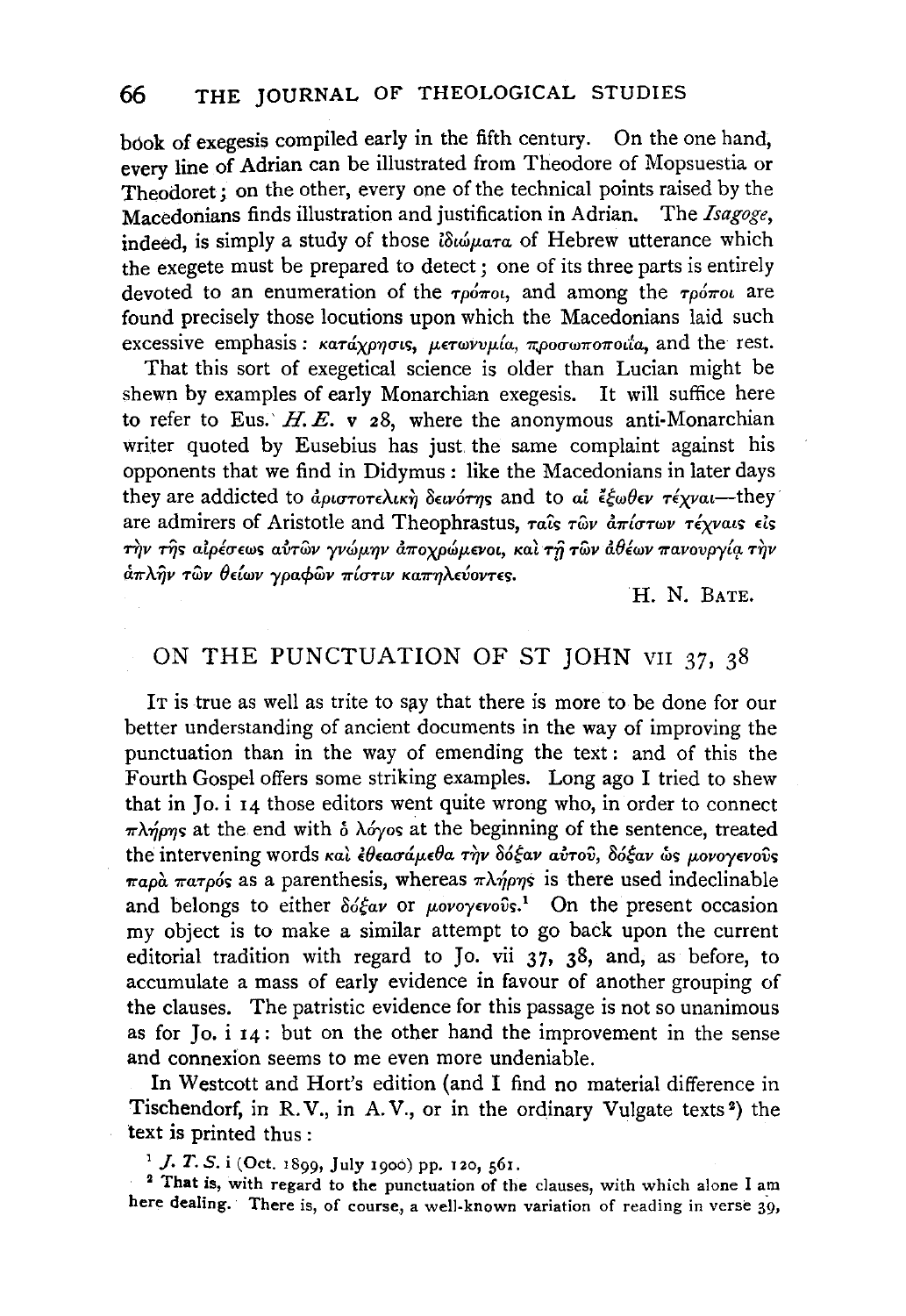book of exegesis compiled early in the fifth century. On the one hand, every line of Adrian can be illustrated from Theodore of Mopsuestia or Theodoret; on the other, every one of the technical points raised by the Macedonians finds illustration and justification in Adrian. The *Isagoge*, indeed, is simply a study of those ἰδιώματα of Hebrew utterance which the exegete must be prepared to detect; one of its three parts is entirely devoted to an enumeration of the τρόποι, and among the τρόποι are found precisely those locutions upon which the Macedonians laid such excessive emphasis: κατάχρησις, μετωνυμία, προσωποποιΐα, and the rest.

That this sort of exegetical science is older than Lucian might be shewn by examples of early Monarchian exegesis. It will suffice here to refer to Eus. *H.E.* v 28, where the anonymous anti-Monarchian writer quoted by Eusebius has just the same complaint against his opponents that we find in Didymus: like the Macedonians in later days they are addicted to ἀριστοτελικὴ δεινότης and to αἱ ἔξωθεν τέχναι—they are admirers of Aristotle and Theophrastus, ταῖς τῶν ἀπίστων τέχναις εἰς τὴν τῆς αἱρέσεως αὐτῶν γνώμην ἀποχρώμενοι, καὶ τῇ τῶν ἀθέων πανουργίᾳ τὴν ἁπλῆν τῶν θείων γραφῶν πίστιν καπηλεύοντες.

H. N. BATE.

## ON THE PUNCTUATION OF ST JOHN VII 37, 38

It is true as well as trite to say that there is more to be done for our better understanding of ancient documents in the way of improving the punctuation than in the way of emending the text: and of this the Fourth Gospel offers some striking examples. Long ago I tried to shew that in Jo. i 14 those editors went quite wrong who, in order to connect πλήρης at the end with ὁ λόγος at the beginning of the sentence, treated the intervening words καὶ ἐθεασάμεθα τὴν δόξαν αὐτοῦ, δόξαν ὡς μονογενοῦς παρὰ πατρός as a parenthesis, whereas πλήρης is there used indeclinable and belongs to either δόξαν or μονογενοῦς.[1] On the present occasion my object is to make a similar attempt to go back upon the current editorial tradition with regard to Jo. vii 37, 38, and, as before, to accumulate a mass of early evidence in favour of another grouping of the clauses. The patristic evidence for this passage is not so unanimous as for Jo. i 14: but on the other hand the improvement in the sense and connexion seems to me even more undeniable.

In Westcott and Hort's edition (and I find no material difference in Tischendorf, in R.V., in A.V., or in the ordinary Vulgate texts[2]) the text is printed thus:

[1] *J. T. S.* i (Oct. 1899, July 1900) pp. 120, 561.

[2] That is, with regard to the punctuation of the clauses, with which alone I am here dealing. There is, of course, a well-known variation of reading in verse 39,